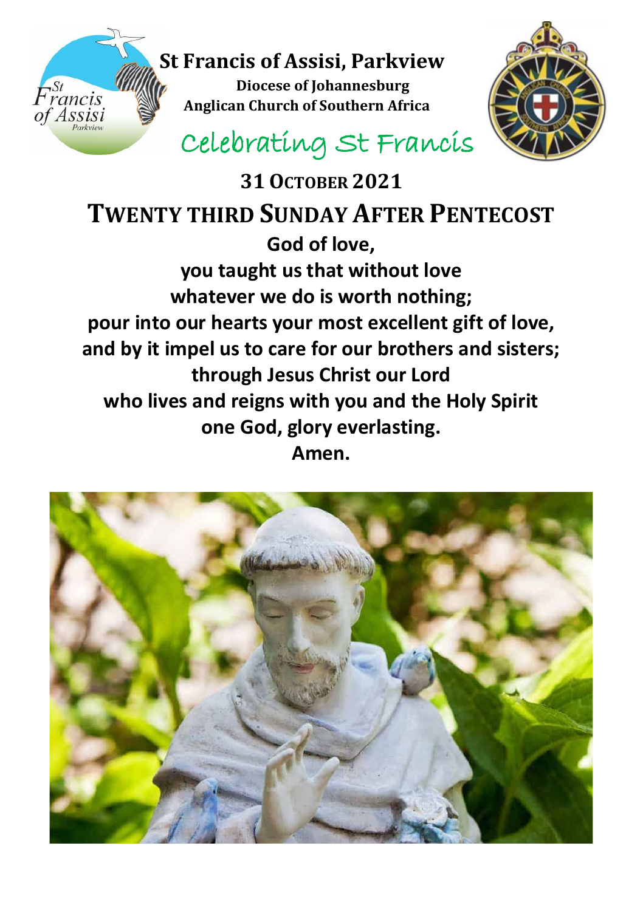# St Francis of Assisi, Parkview

**Diocese of Johannesburg**
**Anglican Church of Southern Africa**

## Celebrating St Francis

## 31 OCTOBER 2021

# TWENTY THIRD SUNDAY AFTER PENTECOST

**God of love,**
**you taught us that without love**
**whatever we do is worth nothing;**
**pour into our hearts your most excellent gift of love,**
**and by it impel us to care for our brothers and sisters;**
**through Jesus Christ our Lord**
**who lives and reigns with you and the Holy Spirit**
**one God, glory everlasting.**
**Amen.**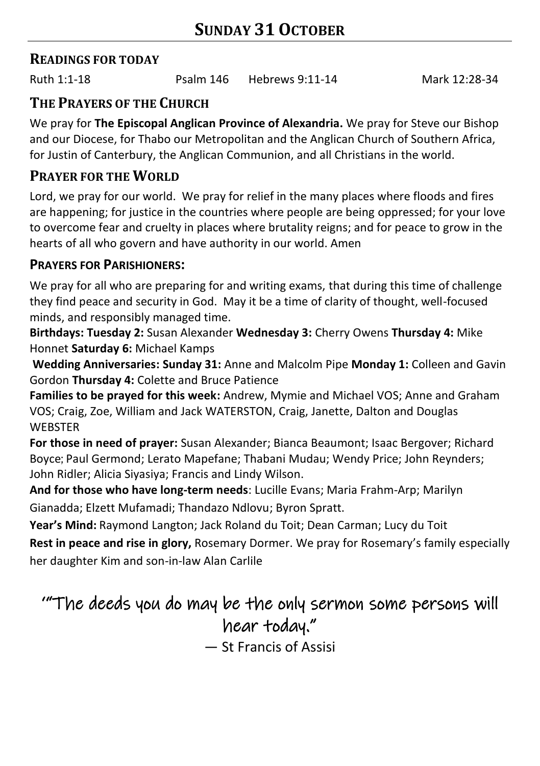# SUNDAY 31 OCTOBER

## READINGS FOR TODAY

Ruth 1:1-18 Psalm 146 Hebrews 9:11-14 Mark 12:28-34

## THE PRAYERS OF THE CHURCH

We pray for **The Episcopal Anglican Province of Alexandria.** We pray for Steve our Bishop and our Diocese, for Thabo our Metropolitan and the Anglican Church of Southern Africa, for Justin of Canterbury, the Anglican Communion, and all Christians in the world.

## PRAYER FOR THE WORLD

Lord, we pray for our world. We pray for relief in the many places where floods and fires are happening; for justice in the countries where people are being oppressed; for your love to overcome fear and cruelty in places where brutality reigns; and for peace to grow in the hearts of all who govern and have authority in our world. Amen

## PRAYERS FOR PARISHIONERS:

We pray for all who are preparing for and writing exams, that during this time of challenge they find peace and security in God. May it be a time of clarity of thought, well-focused minds, and responsibly managed time.

**Birthdays: Tuesday 2:** Susan Alexander **Wednesday 3:** Cherry Owens **Thursday 4:** Mike Honnet **Saturday 6:** Michael Kamps

**Wedding Anniversaries: Sunday 31:** Anne and Malcolm Pipe **Monday 1:** Colleen and Gavin Gordon **Thursday 4:** Colette and Bruce Patience

**Families to be prayed for this week:** Andrew, Mymie and Michael VOS; Anne and Graham VOS; Craig, Zoe, William and Jack WATERSTON, Craig, Janette, Dalton and Douglas WEBSTER

**For those in need of prayer:** Susan Alexander; Bianca Beaumont; Isaac Bergover; Richard Boyce; Paul Germond; Lerato Mapefane; Thabani Mudau; Wendy Price; John Reynders; John Ridler; Alicia Siyasiya; Francis and Lindy Wilson.

**And for those who have long-term needs**: Lucille Evans; Maria Frahm-Arp; Marilyn Gianadda; Elzett Mufamadi; Thandazo Ndlovu; Byron Spratt.

**Year's Mind:** Raymond Langton; Jack Roland du Toit; Dean Carman; Lucy du Toit

**Rest in peace and rise in glory,** Rosemary Dormer. We pray for Rosemary's family especially her daughter Kim and son-in-law Alan Carlile

"“The deeds you do may be the only sermon some persons will hear today.”

— St Francis of Assisi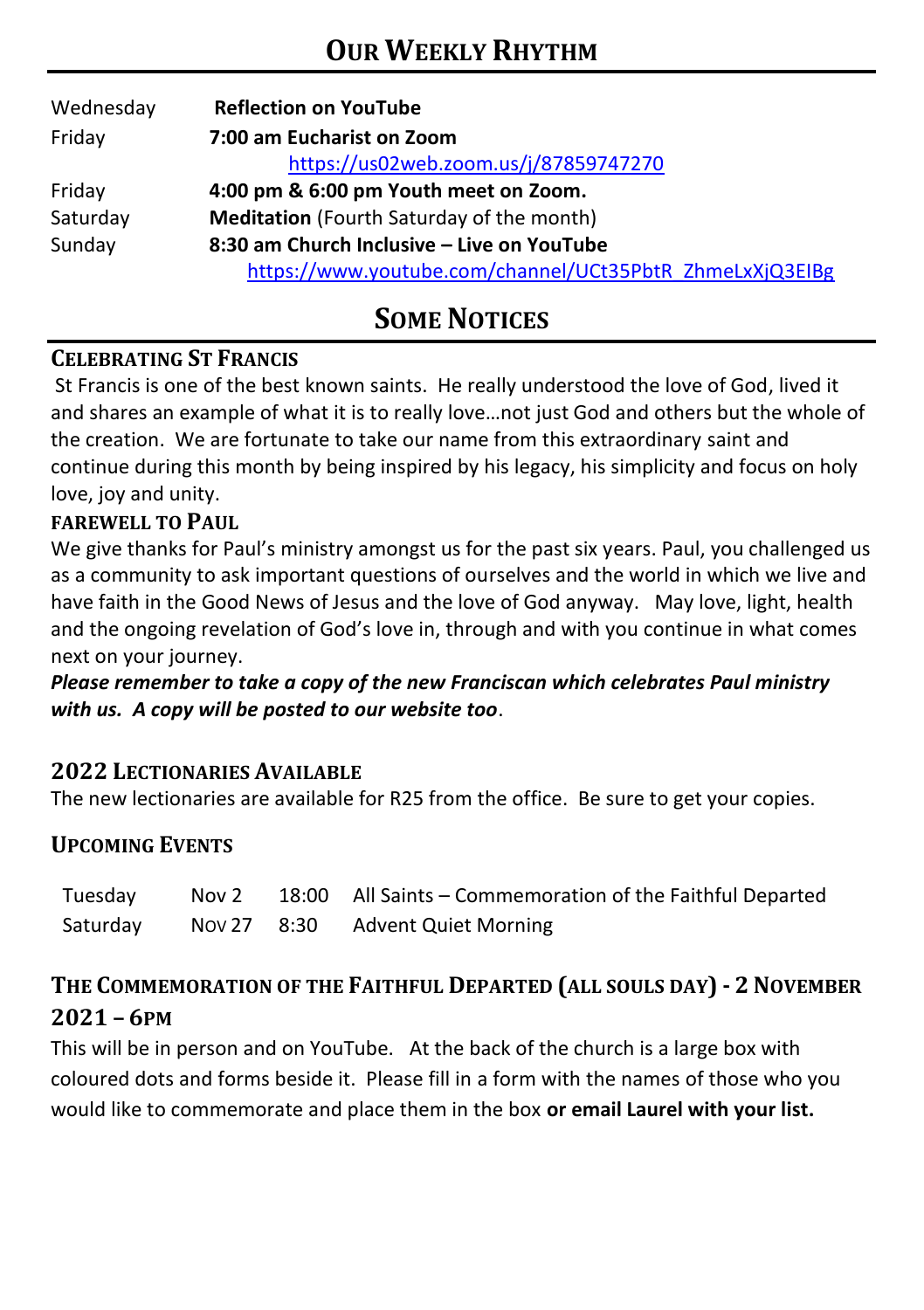# Our Weekly Rhythm

| | |
|---|---|
| Wednesday | **Reflection on YouTube** |
| Friday | **7:00 am Eucharist on Zoom** https://us02web.zoom.us/j/87859747270 |
| Friday | **4:00 pm & 6:00 pm Youth meet on Zoom.** |
| Saturday | **Meditation** (Fourth Saturday of the month) |
| Sunday | **8:30 am Church Inclusive – Live on YouTube** https://www.youtube.com/channel/UCt35PbtR_ZhmeLxXjQ3EIBg |

# Some Notices

### Celebrating St Francis

St Francis is one of the best known saints. He really understood the love of God, lived it and shares an example of what it is to really love…not just God and others but the whole of the creation. We are fortunate to take our name from this extraordinary saint and continue during this month by being inspired by his legacy, his simplicity and focus on holy love, joy and unity.

### Farewell to Paul

We give thanks for Paul's ministry amongst us for the past six years. Paul, you challenged us as a community to ask important questions of ourselves and the world in which we live and have faith in the Good News of Jesus and the love of God anyway. May love, light, health and the ongoing revelation of God's love in, through and with you continue in what comes next on your journey.

***Please remember to take a copy of the new Franciscan which celebrates Paul ministry with us. A copy will be posted to our website too***.

### 2022 Lectionaries Available

The new lectionaries are available for R25 from the office. Be sure to get your copies.

### Upcoming Events

| | | | |
|---|---|---|---|
| Tuesday | Nov 2 | 18:00 | All Saints – Commemoration of the Faithful Departed |
| Saturday | Nov 27 | 8:30 | Advent Quiet Morning |

### The Commemoration of the Faithful Departed (All Souls Day) - 2 November 2021 – 6pm

This will be in person and on YouTube. At the back of the church is a large box with coloured dots and forms beside it. Please fill in a form with the names of those who you would like to commemorate and place them in the box **or email Laurel with your list.**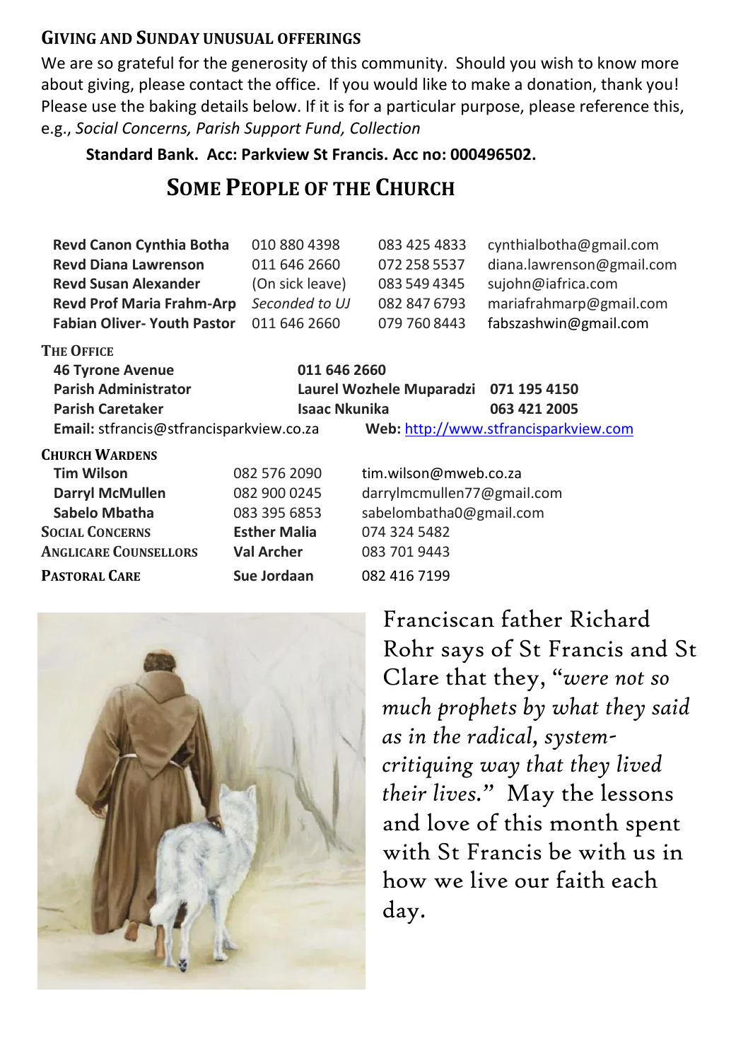## Giving and Sunday unusual offerings

We are so grateful for the generosity of this community. Should you wish to know more about giving, please contact the office. If you would like to make a donation, thank you! Please use the baking details below. If it is for a particular purpose, please reference this, e.g., *Social Concerns, Parish Support Fund, Collection*

**Standard Bank. Acc: Parkview St Francis. Acc no: 000496502.**

# Some People of the Church

| | | | |
|---|---|---|---|
| **Revd Canon Cynthia Botha** | 010 880 4398 | 083 425 4833 | cynthialbotha@gmail.com |
| **Revd Diana Lawrenson** | 011 646 2660 | 072 258 5537 | diana.lawrenson@gmail.com |
| **Revd Susan Alexander** | (On sick leave) | 083 549 4345 | sujohn@iafrica.com |
| **Revd Prof Maria Frahm-Arp** | *Seconded to UJ* | 082 847 6793 | mariafrahmarp@gmail.com |
| **Fabian Oliver- Youth Pastor** | 011 646 2660 | 079 760 8443 | fabszashwin@gmail.com |

### The Office

| | | |
|---|---|---|
| **46 Tyrone Avenue** | **011 646 2660** | |
| **Parish Administrator** | **Laurel Wozhele Muparadzi** | **071 195 4150** |
| **Parish Caretaker** | **Isaac Nkunika** | **063 421 2005** |

**Email:** stfrancis@stfrancisparkview.co.za **Web:** http://www.stfrancisparkview.com

### Church Wardens

| | | |
|---|---|---|
| **Tim Wilson** | 082 576 2090 | tim.wilson@mweb.co.za |
| **Darryl McMullen** | 082 900 0245 | darrylmcmullen77@gmail.com |
| **Sabelo Mbatha** | 083 395 6853 | sabelombatha0@gmail.com |
| Social Concerns | **Esther Malia** | 074 324 5482 |
| Anglicare Counsellors | **Val Archer** | 083 701 9443 |
| Pastoral Care | **Sue Jordaan** | 082 416 7199 |

Franciscan father Richard Rohr says of St Francis and St Clare that they, "*were not so much prophets by what they said as in the radical, system-critiquing way that they lived their lives.*" May the lessons and love of this month spent with St Francis be with us in how we live our faith each day.